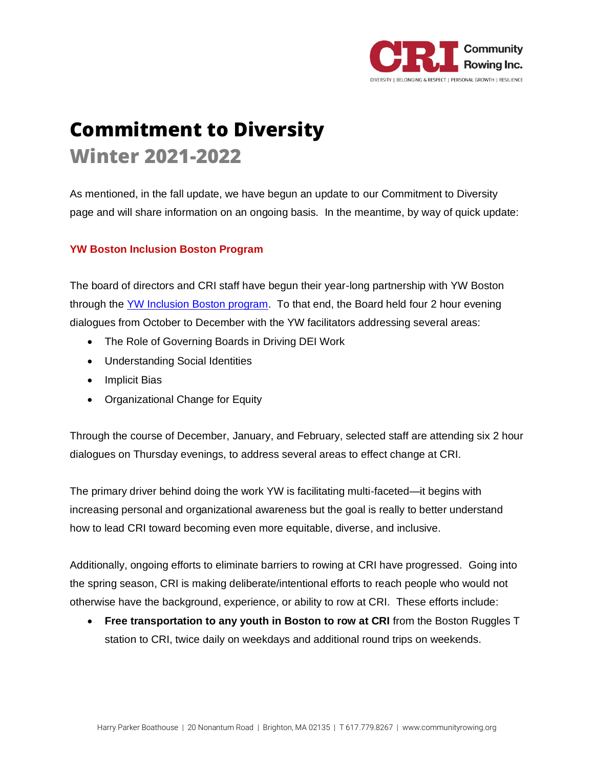# Commitment to Diversity

## Winter 2021-2022

As mentioned, in the fall update, we have begun an update to our Commitment to Diversity page and will share information on an ongoing basis. In the meantime, by way of quick update:

### YW Boston Inclusion Boston Program

The board of directors and CRI staff have begun their year-long partnership with YW Boston through the [YW Inclusion Boston program](). To that end, the Board held four 2 hour evening dialogues from October to December with the YW facilitators addressing several areas:

- The Role of Governing Boards in Driving DEI Work
- Understanding Social Identities
- Implicit Bias
- Organizational Change for Equity

Through the course of December, January, and February, selected staff are attending six 2 hour dialogues on Thursday evenings, to address several areas to effect change at CRI.

The primary driver behind doing the work YW is facilitating multi-faceted—it begins with increasing personal and organizational awareness but the goal is really to better understand how to lead CRI toward becoming even more equitable, diverse, and inclusive.

Additionally, ongoing efforts to eliminate barriers to rowing at CRI have progressed. Going into the spring season, CRI is making deliberate/intentional efforts to reach people who would not otherwise have the background, experience, or ability to row at CRI. These efforts include:

- **Free transportation to any youth in Boston to row at CRI** from the Boston Ruggles T station to CRI, twice daily on weekdays and additional round trips on weekends.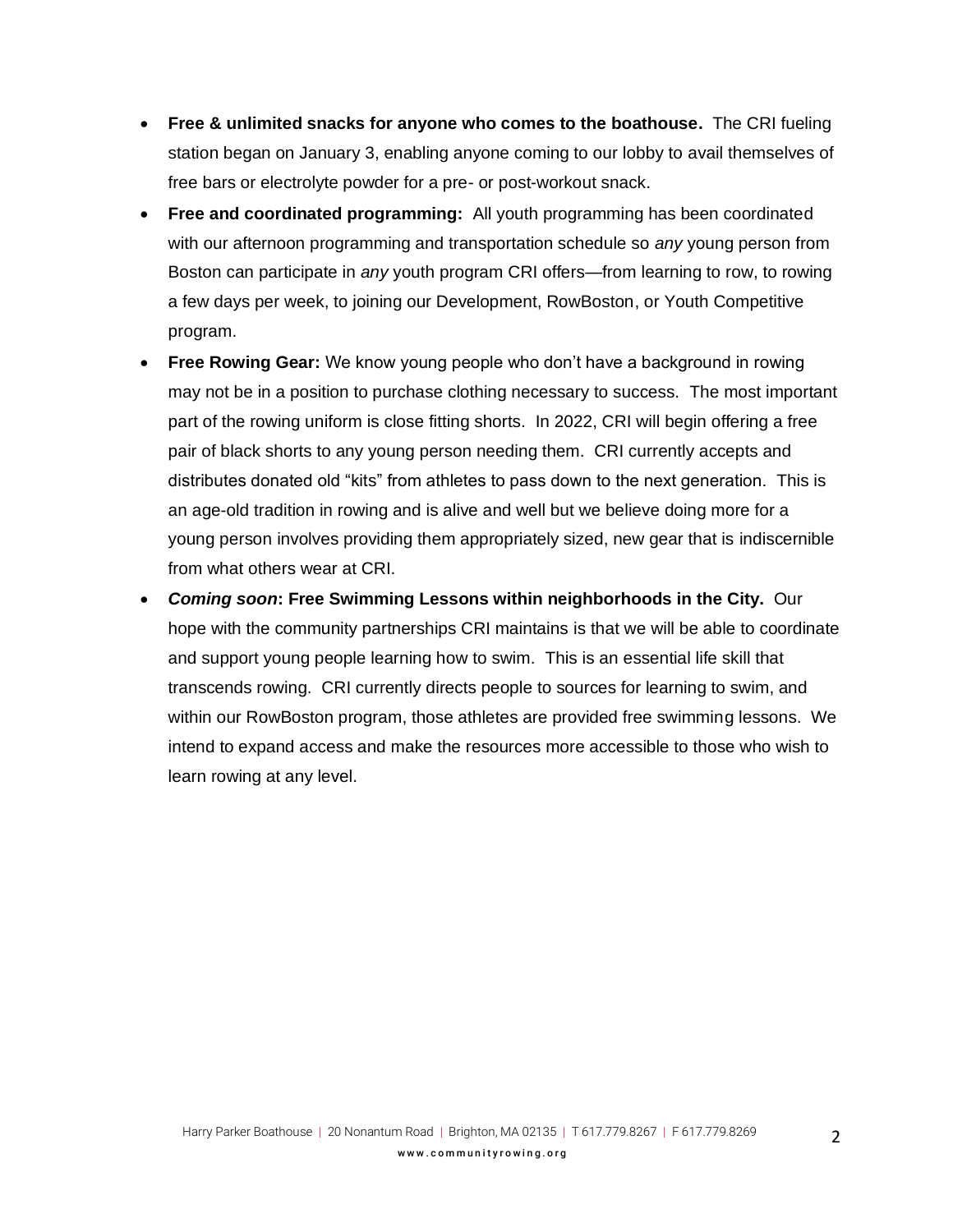- **Free & unlimited snacks for anyone who comes to the boathouse.** The CRI fueling station began on January 3, enabling anyone coming to our lobby to avail themselves of free bars or electrolyte powder for a pre- or post-workout snack.
- **Free and coordinated programming:** All youth programming has been coordinated with our afternoon programming and transportation schedule so *any* young person from Boston can participate in *any* youth program CRI offers—from learning to row, to rowing a few days per week, to joining our Development, RowBoston, or Youth Competitive program.
- **Free Rowing Gear:** We know young people who don't have a background in rowing may not be in a position to purchase clothing necessary to success. The most important part of the rowing uniform is close fitting shorts. In 2022, CRI will begin offering a free pair of black shorts to any young person needing them. CRI currently accepts and distributes donated old "kits" from athletes to pass down to the next generation. This is an age-old tradition in rowing and is alive and well but we believe doing more for a young person involves providing them appropriately sized, new gear that is indiscernible from what others wear at CRI.
- ***Coming soon*: Free Swimming Lessons within neighborhoods in the City.** Our hope with the community partnerships CRI maintains is that we will be able to coordinate and support young people learning how to swim. This is an essential life skill that transcends rowing. CRI currently directs people to sources for learning to swim, and within our RowBoston program, those athletes are provided free swimming lessons. We intend to expand access and make the resources more accessible to those who wish to learn rowing at any level.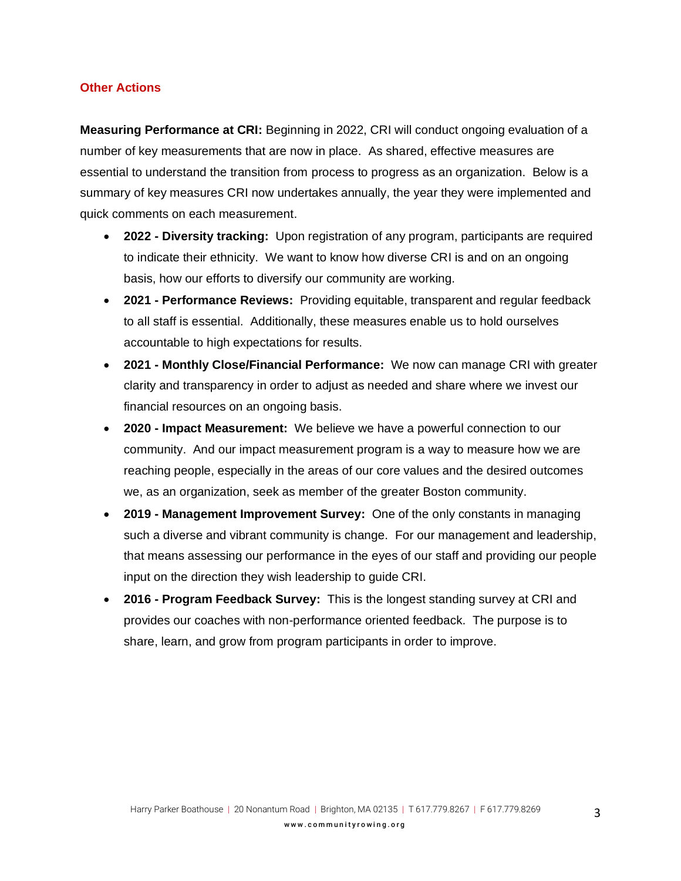## Other Actions

**Measuring Performance at CRI:** Beginning in 2022, CRI will conduct ongoing evaluation of a number of key measurements that are now in place. As shared, effective measures are essential to understand the transition from process to progress as an organization. Below is a summary of key measures CRI now undertakes annually, the year they were implemented and quick comments on each measurement.

- **2022 - Diversity tracking:** Upon registration of any program, participants are required to indicate their ethnicity. We want to know how diverse CRI is and on an ongoing basis, how our efforts to diversify our community are working.
- **2021 - Performance Reviews:** Providing equitable, transparent and regular feedback to all staff is essential. Additionally, these measures enable us to hold ourselves accountable to high expectations for results.
- **2021 - Monthly Close/Financial Performance:** We now can manage CRI with greater clarity and transparency in order to adjust as needed and share where we invest our financial resources on an ongoing basis.
- **2020 - Impact Measurement:** We believe we have a powerful connection to our community. And our impact measurement program is a way to measure how we are reaching people, especially in the areas of our core values and the desired outcomes we, as an organization, seek as member of the greater Boston community.
- **2019 - Management Improvement Survey:** One of the only constants in managing such a diverse and vibrant community is change. For our management and leadership, that means assessing our performance in the eyes of our staff and providing our people input on the direction they wish leadership to guide CRI.
- **2016 - Program Feedback Survey:** This is the longest standing survey at CRI and provides our coaches with non-performance oriented feedback. The purpose is to share, learn, and grow from program participants in order to improve.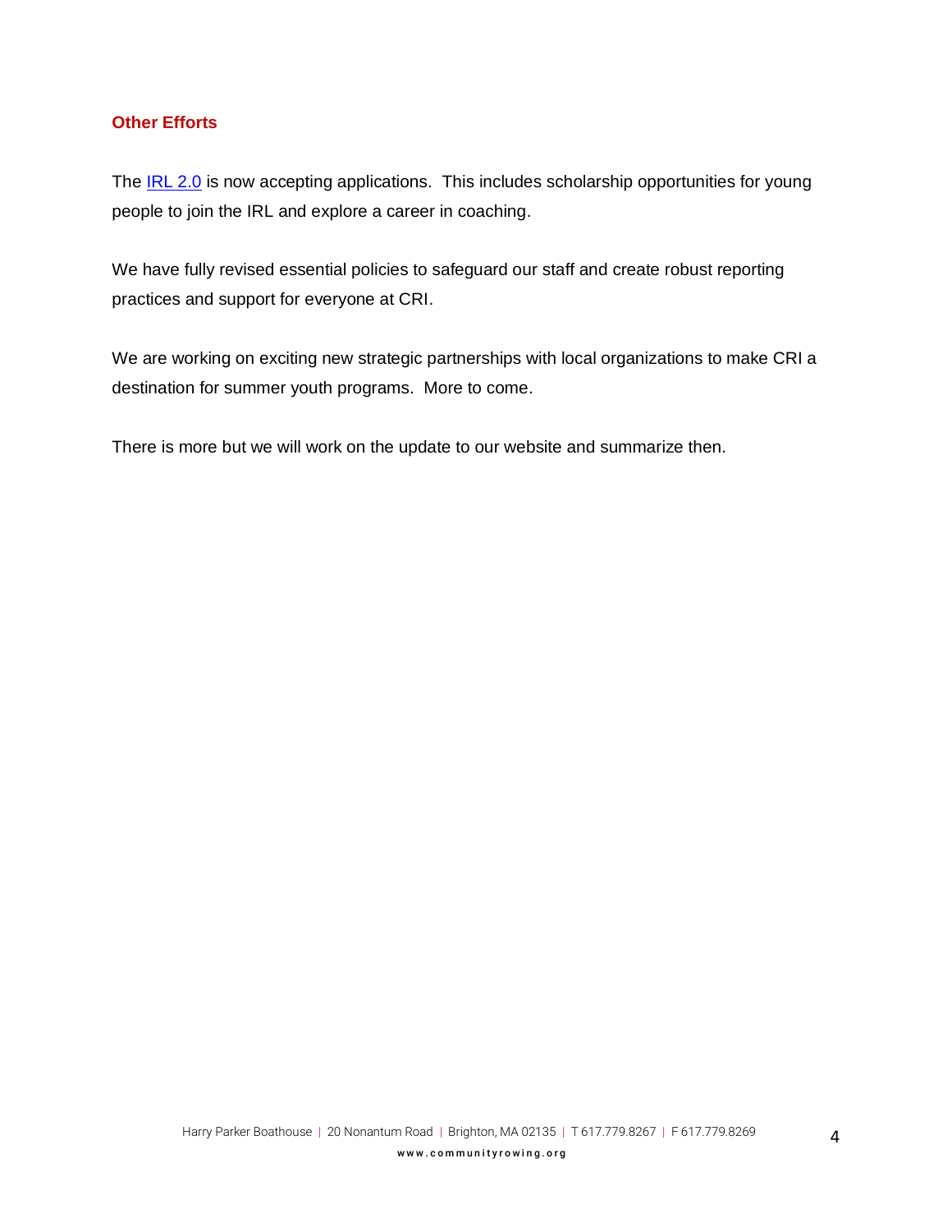## Other Efforts

The IRL 2.0 is now accepting applications. This includes scholarship opportunities for young people to join the IRL and explore a career in coaching.

We have fully revised essential policies to safeguard our staff and create robust reporting practices and support for everyone at CRI.

We are working on exciting new strategic partnerships with local organizations to make CRI a destination for summer youth programs. More to come.

There is more but we will work on the update to our website and summarize then.